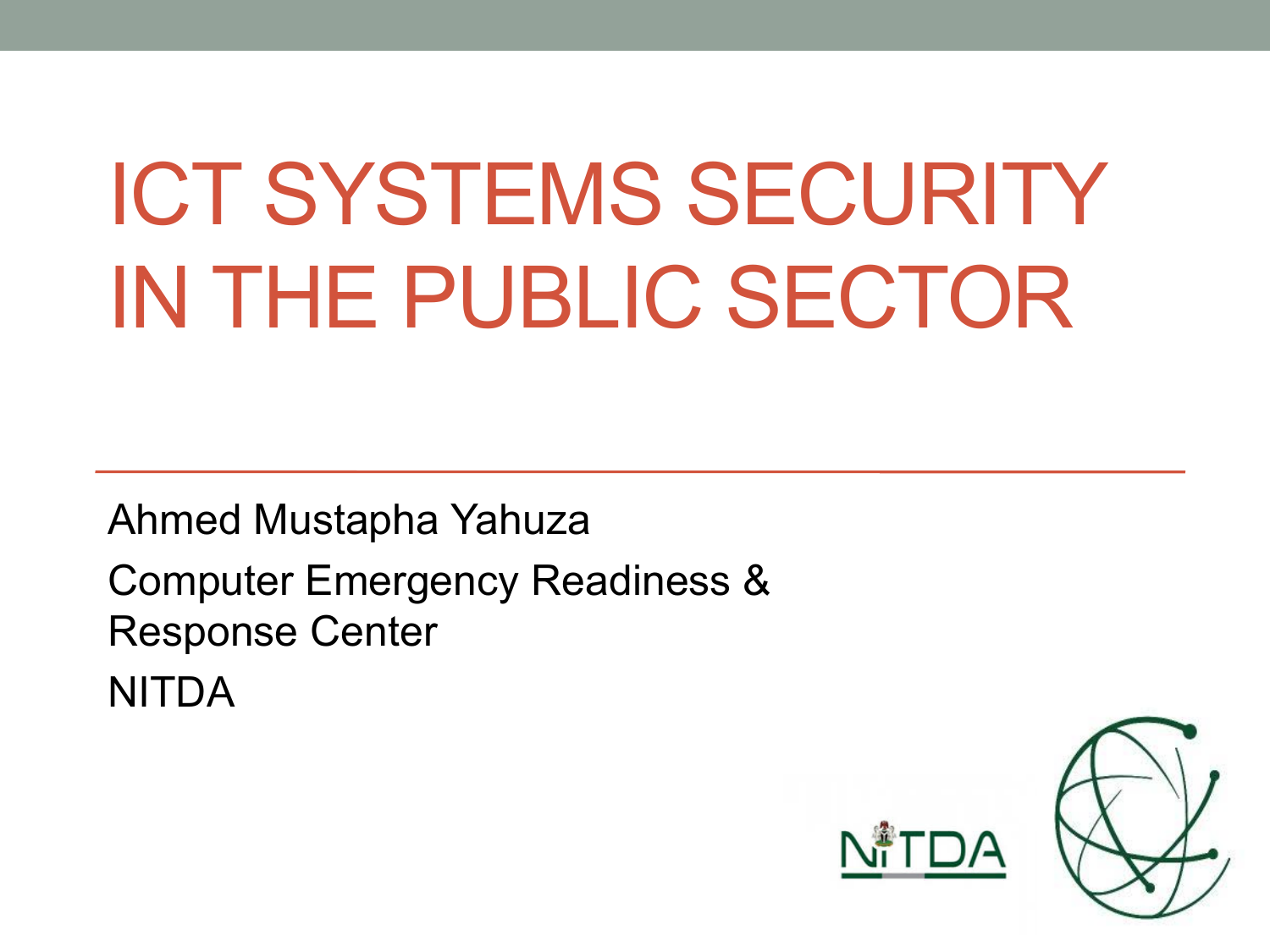# ICT SYSTEMS SECURITY IN THE PUBLIC SECTOR

Ahmed Mustapha Yahuza

Computer Emergency Readiness & Response Center

NITDA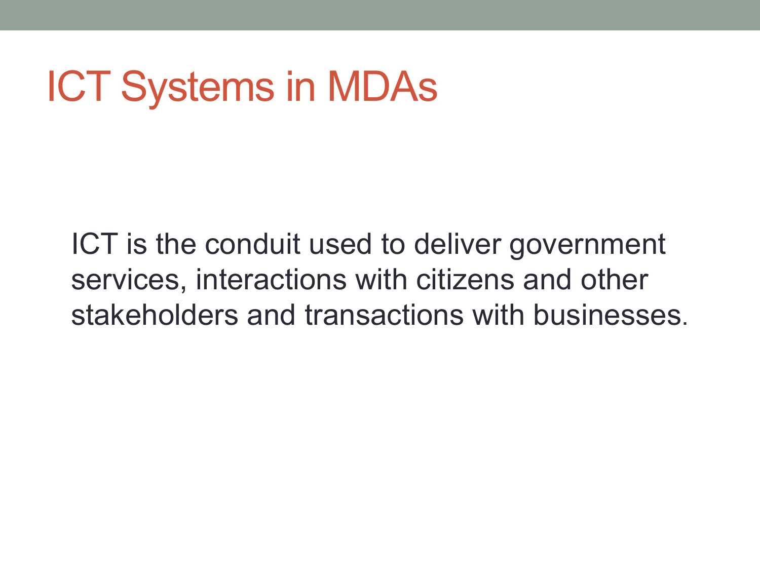# ICT Systems in MDAs

ICT is the conduit used to deliver government services, interactions with citizens and other stakeholders and transactions with businesses.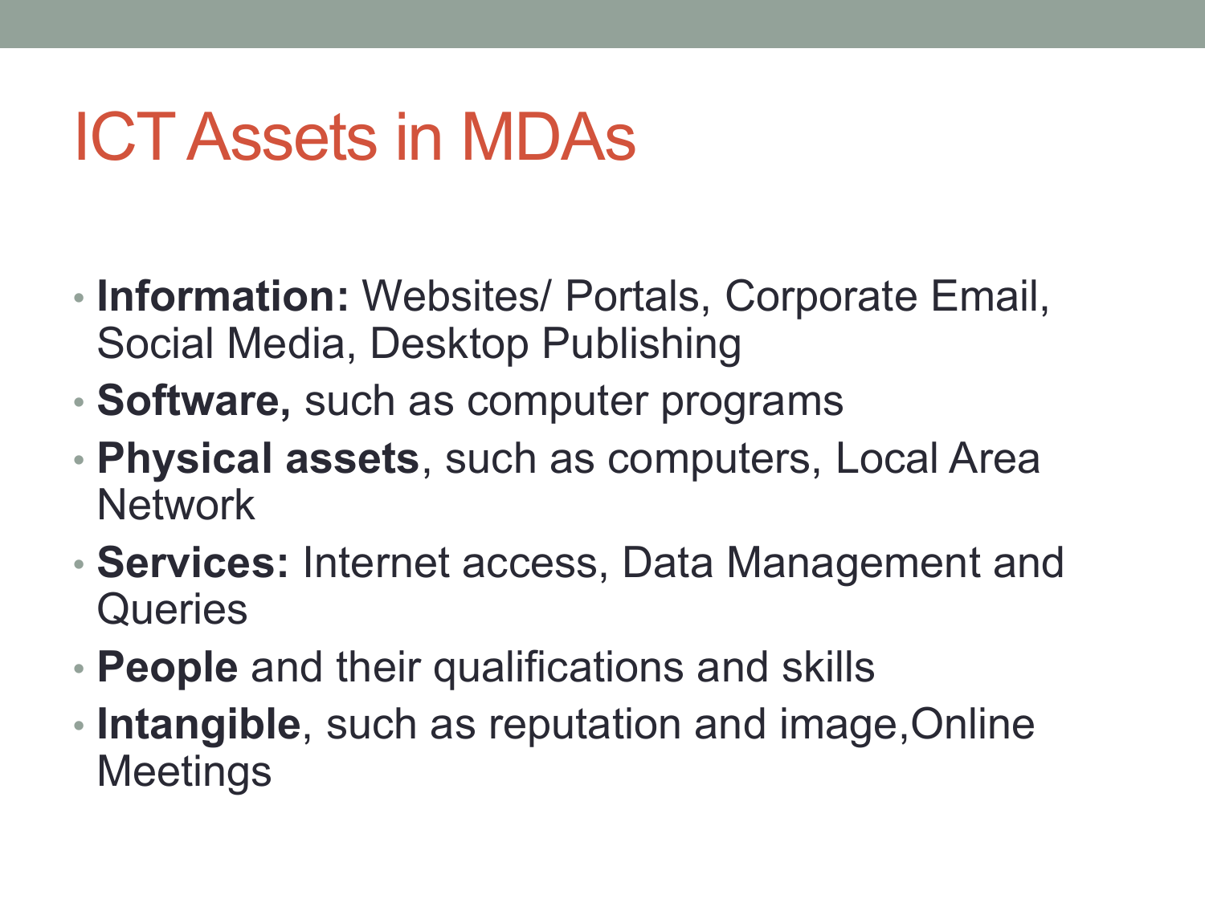# ICT Assets in MDAs

- **Information:** Websites/ Portals, Corporate Email, Social Media, Desktop Publishing
- **Software,** such as computer programs
- **Physical assets**, such as computers, Local Area Network
- **Services:** Internet access, Data Management and Queries
- **People** and their qualifications and skills
- **Intangible**, such as reputation and image,Online Meetings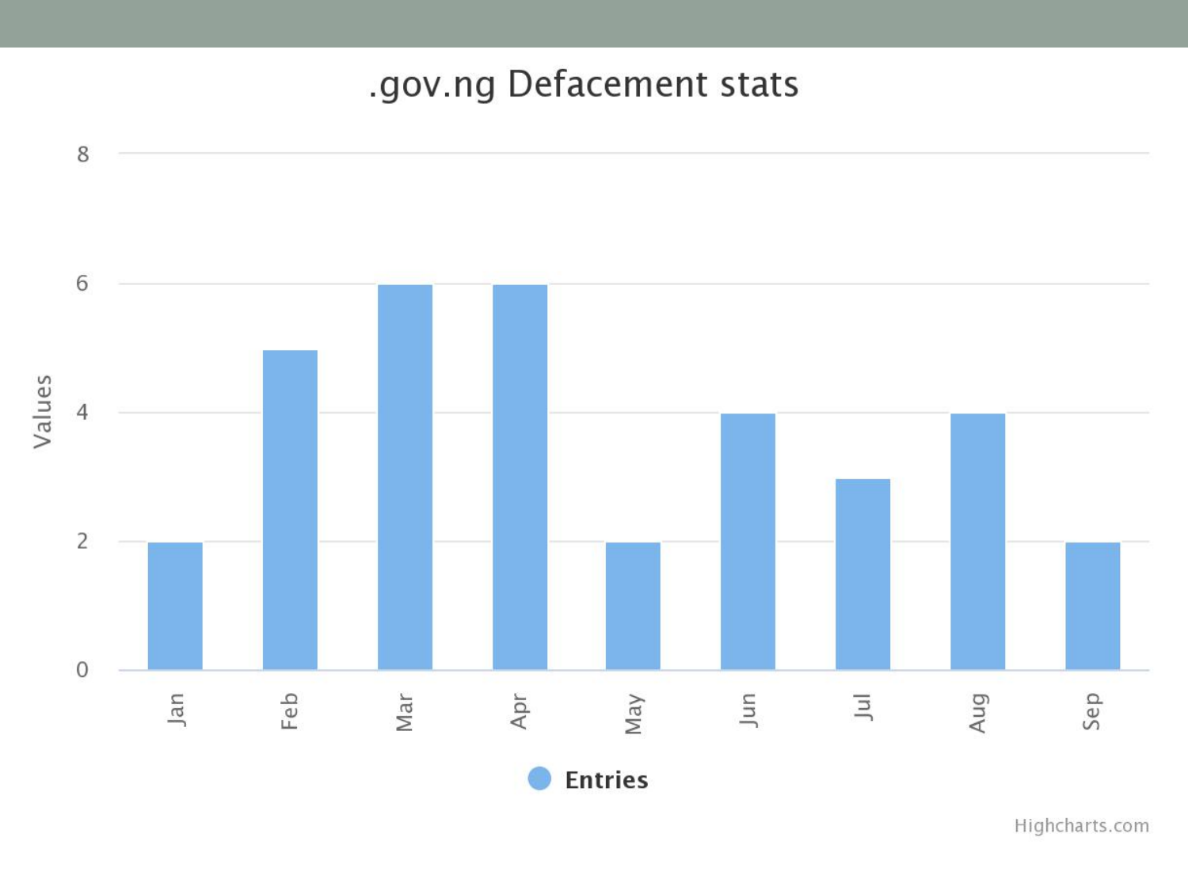# .gov.ng Defacement stats

| Month | Entries |
| --- | --- |
| Jan | 2 |
| Feb | 5 |
| Mar | 6 |
| Apr | 6 |
| May | 2 |
| Jun | 4 |
| Jul | 3 |
| Aug | 4 |
| Sep | 2 |

Highcharts.com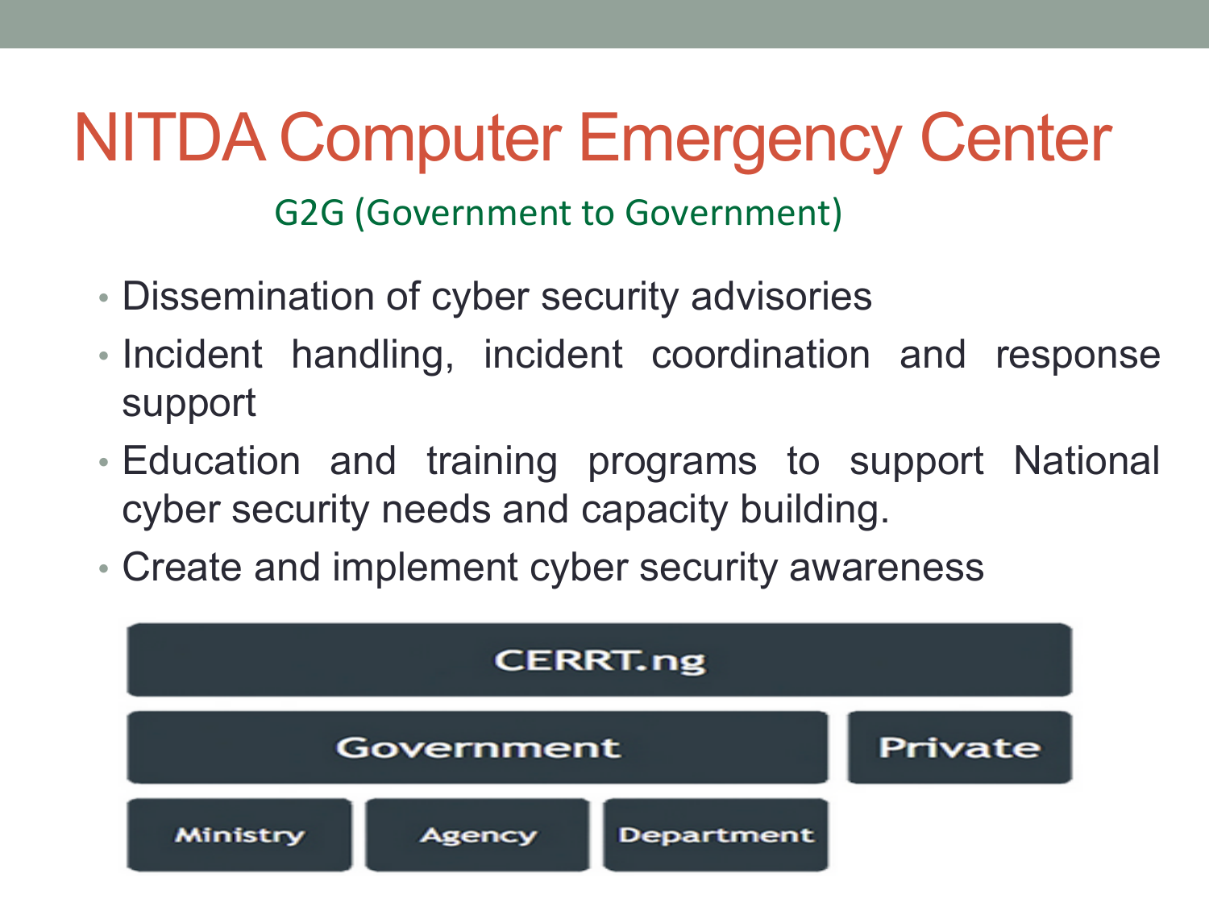# NITDA Computer Emergency Center

G2G (Government to Government)

- Dissemination of cyber security advisories
- Incident handling, incident coordination and response support
- Education and training programs to support National cyber security needs and capacity building.
- Create and implement cyber security awareness

| CERRT.ng | | | |
|---|---|---|---|
| Government | | | Private |
| Ministry | Agency | Department | |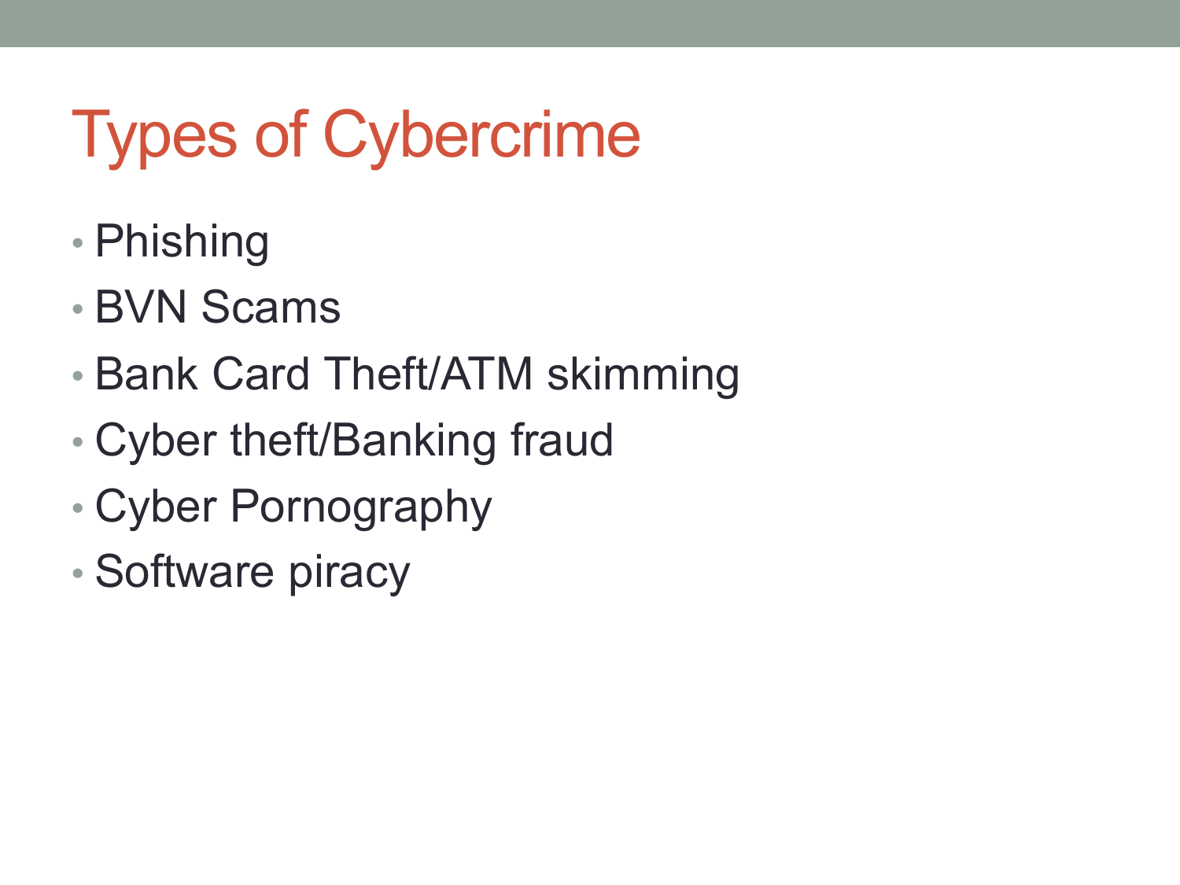# Types of Cybercrime

- Phishing
- BVN Scams
- Bank Card Theft/ATM skimming
- Cyber theft/Banking fraud
- Cyber Pornography
- Software piracy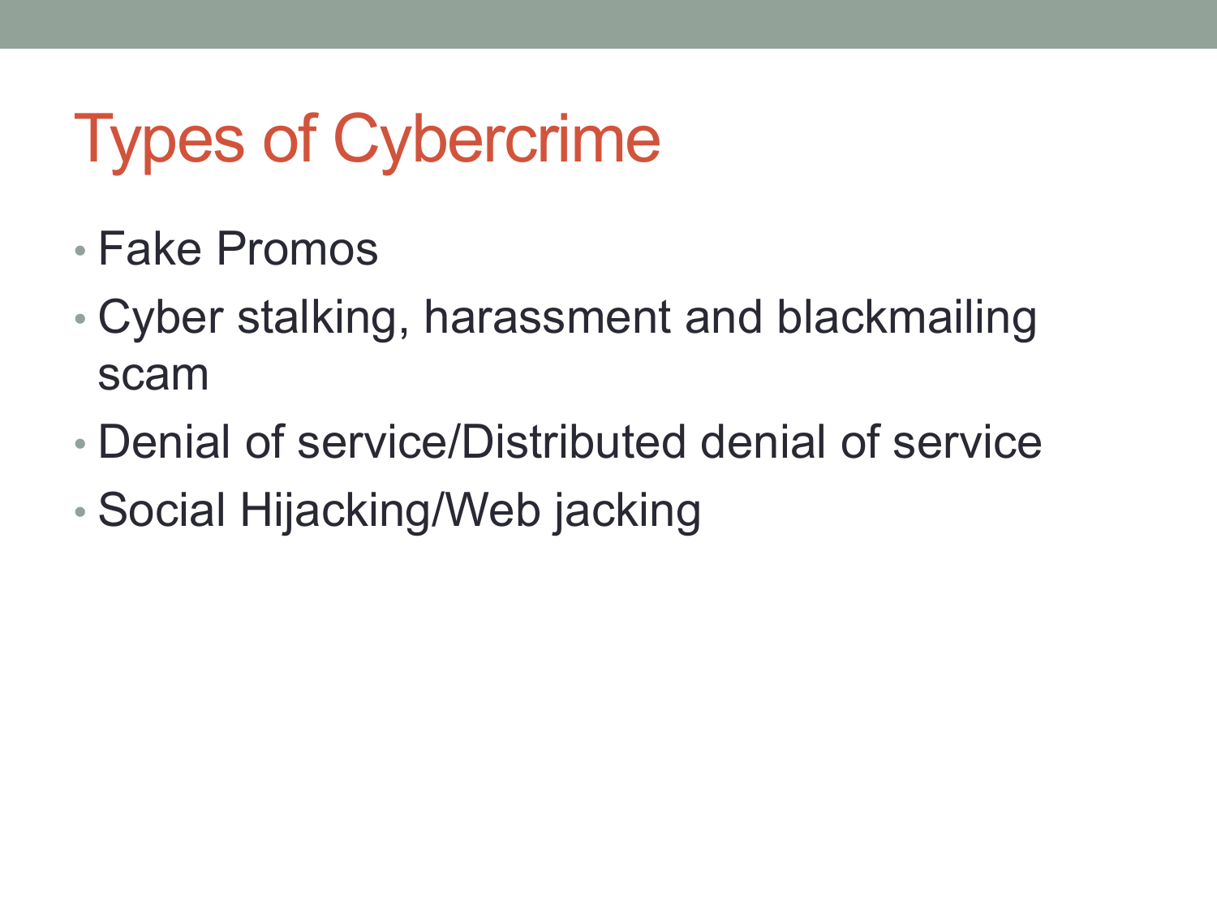# Types of Cybercrime

- Fake Promos
- Cyber stalking, harassment and blackmailing scam
- Denial of service/Distributed denial of service
- Social Hijacking/Web jacking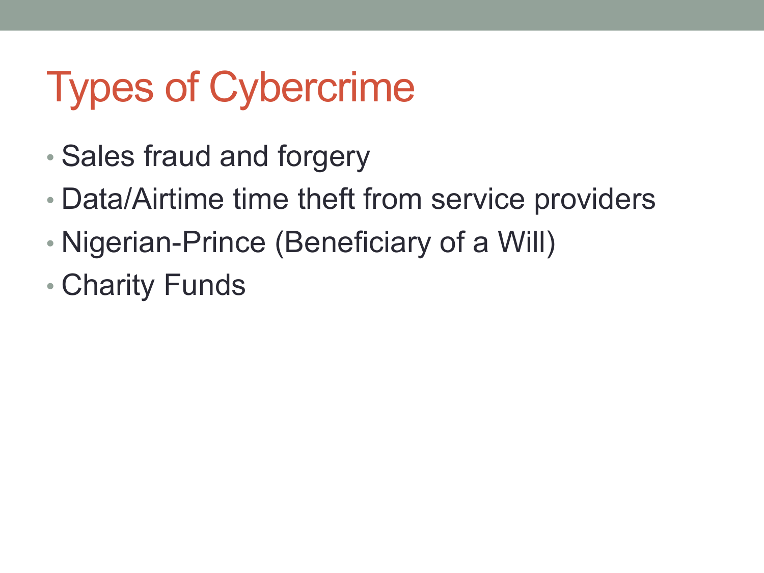# Types of Cybercrime

- Sales fraud and forgery
- Data/Airtime time theft from service providers
- Nigerian-Prince (Beneficiary of a Will)
- Charity Funds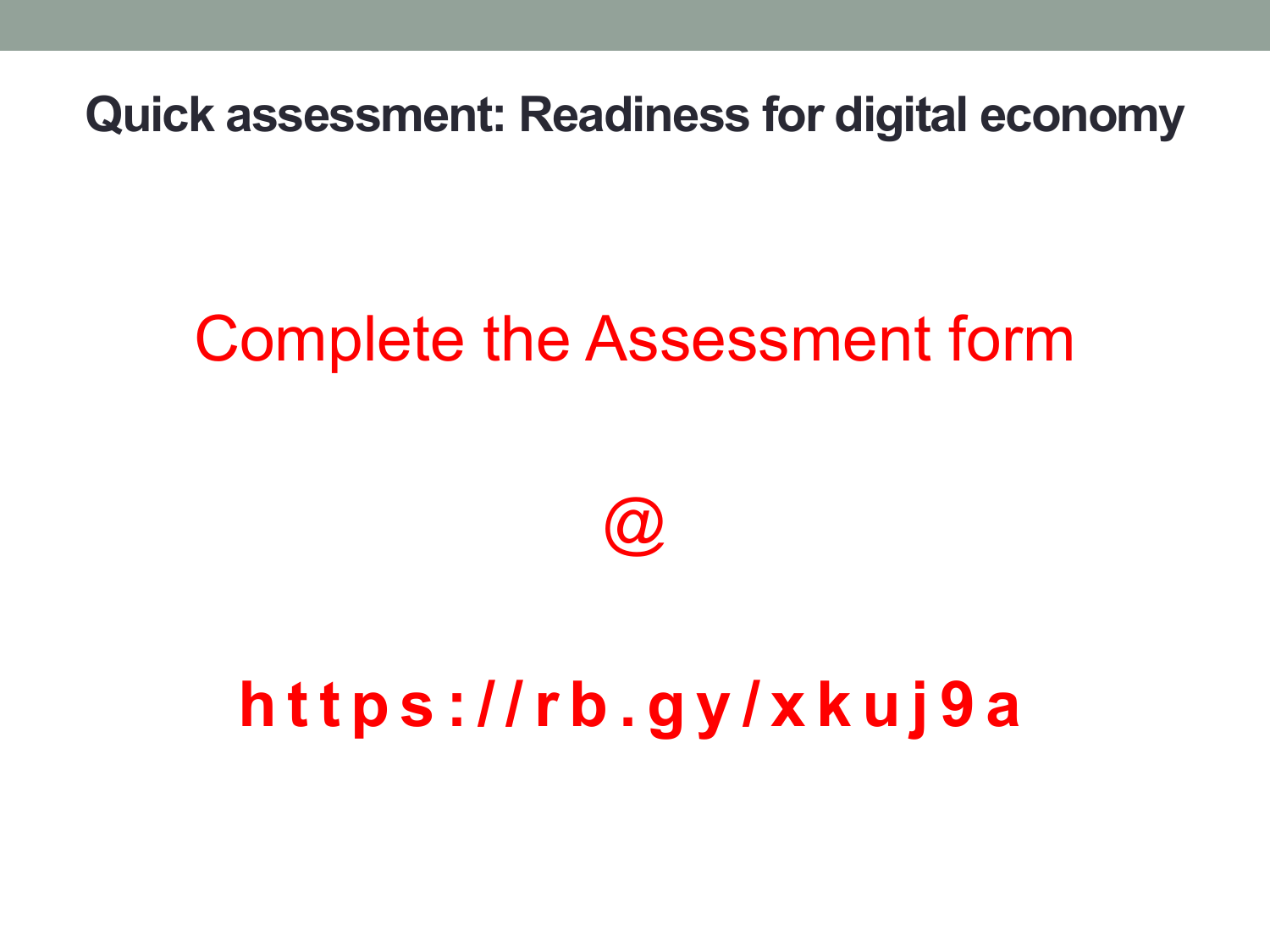# Quick assessment: Readiness for digital economy

Complete the Assessment form

@

**https://rb.gy/xkuj9a**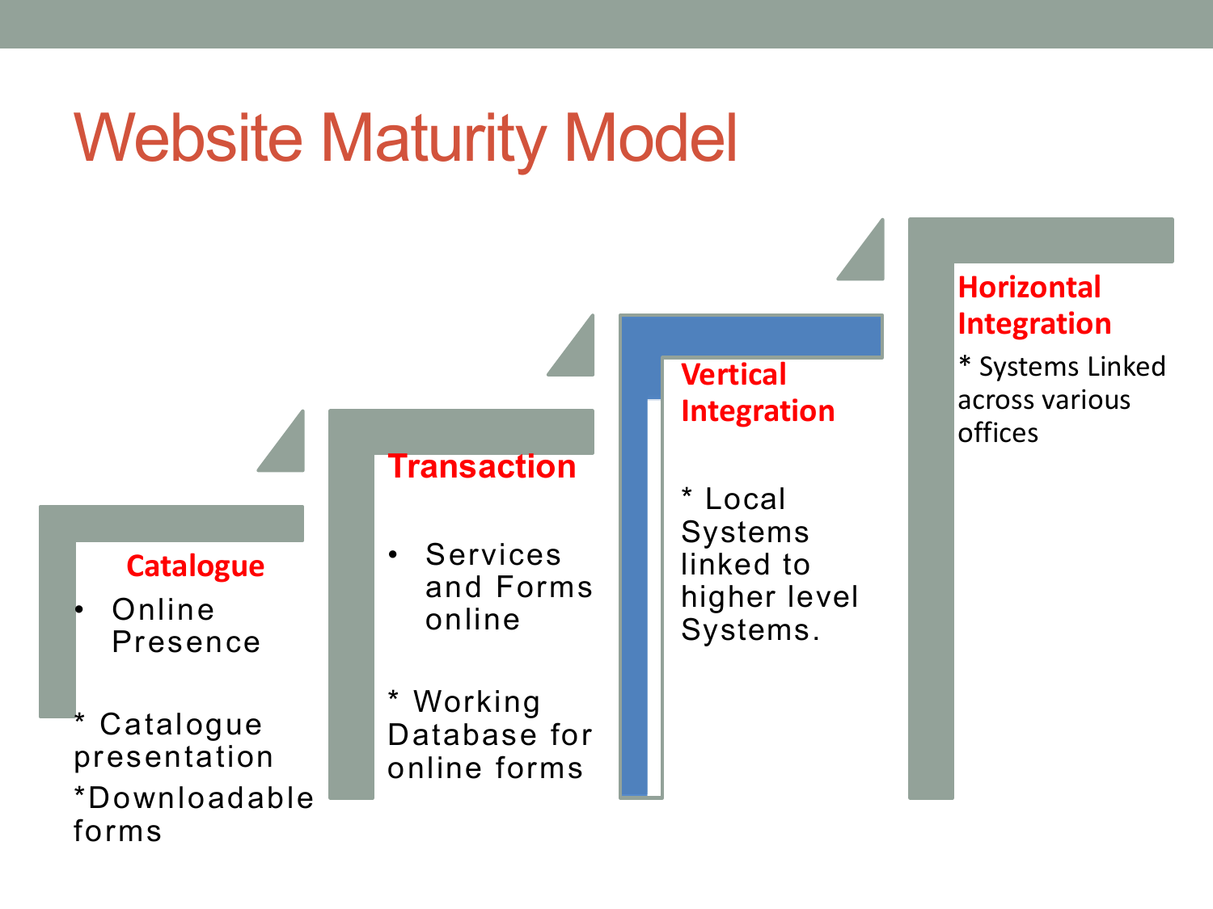# Website Maturity Model

**Catalogue**

- Online Presence

* Catalogue presentation

*Downloadable forms

**Transaction**

- Services and Forms online

* Working Database for online forms

**Vertical Integration**

* Local Systems linked to higher level Systems.

**Horizontal Integration**

* Systems Linked across various offices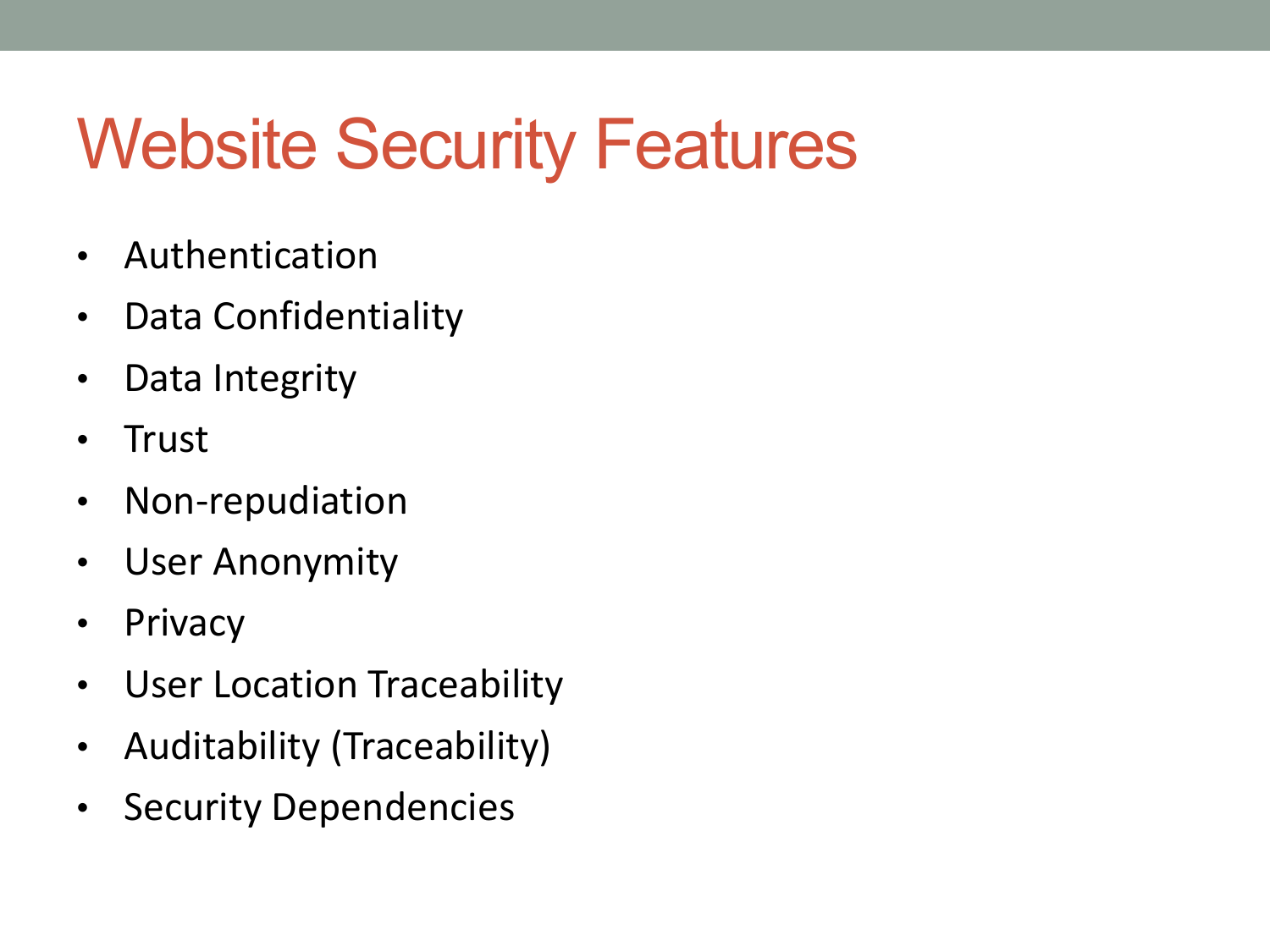# Website Security Features

- Authentication
- Data Confidentiality
- Data Integrity
- Trust
- Non-repudiation
- User Anonymity
- Privacy
- User Location Traceability
- Auditability (Traceability)
- Security Dependencies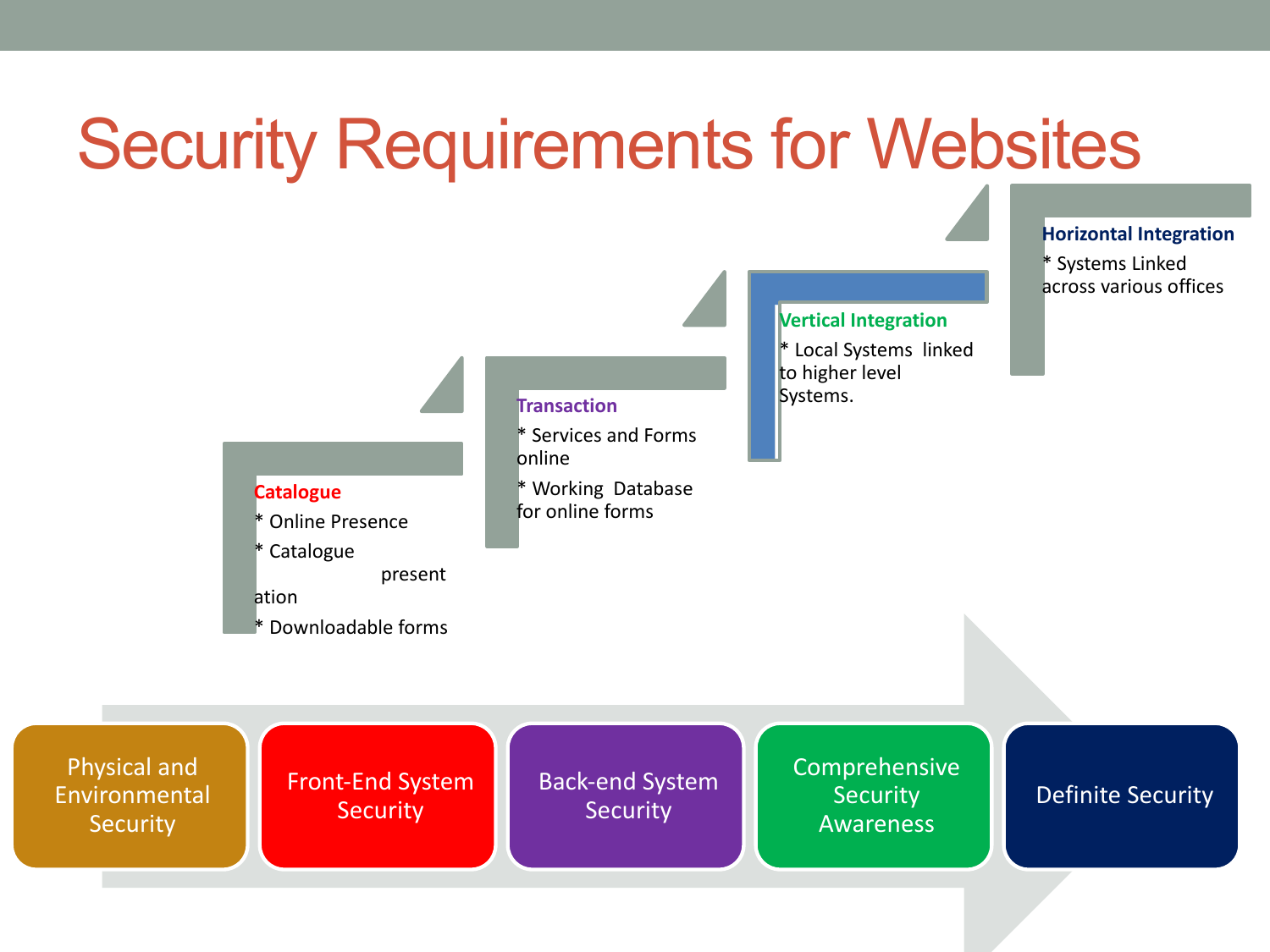# Security Requirements for Websites

**Catalogue**

* Online Presence
* Catalogue presentation
* Downloadable forms

**Transaction**

* Services and Forms online
* Working Database for online forms

**Vertical Integration**

* Local Systems linked to higher level Systems.

**Horizontal Integration**

* Systems Linked across various offices

Physical and Environmental Security → Front-End System Security → Back-end System Security → Comprehensive Security Awareness → Definite Security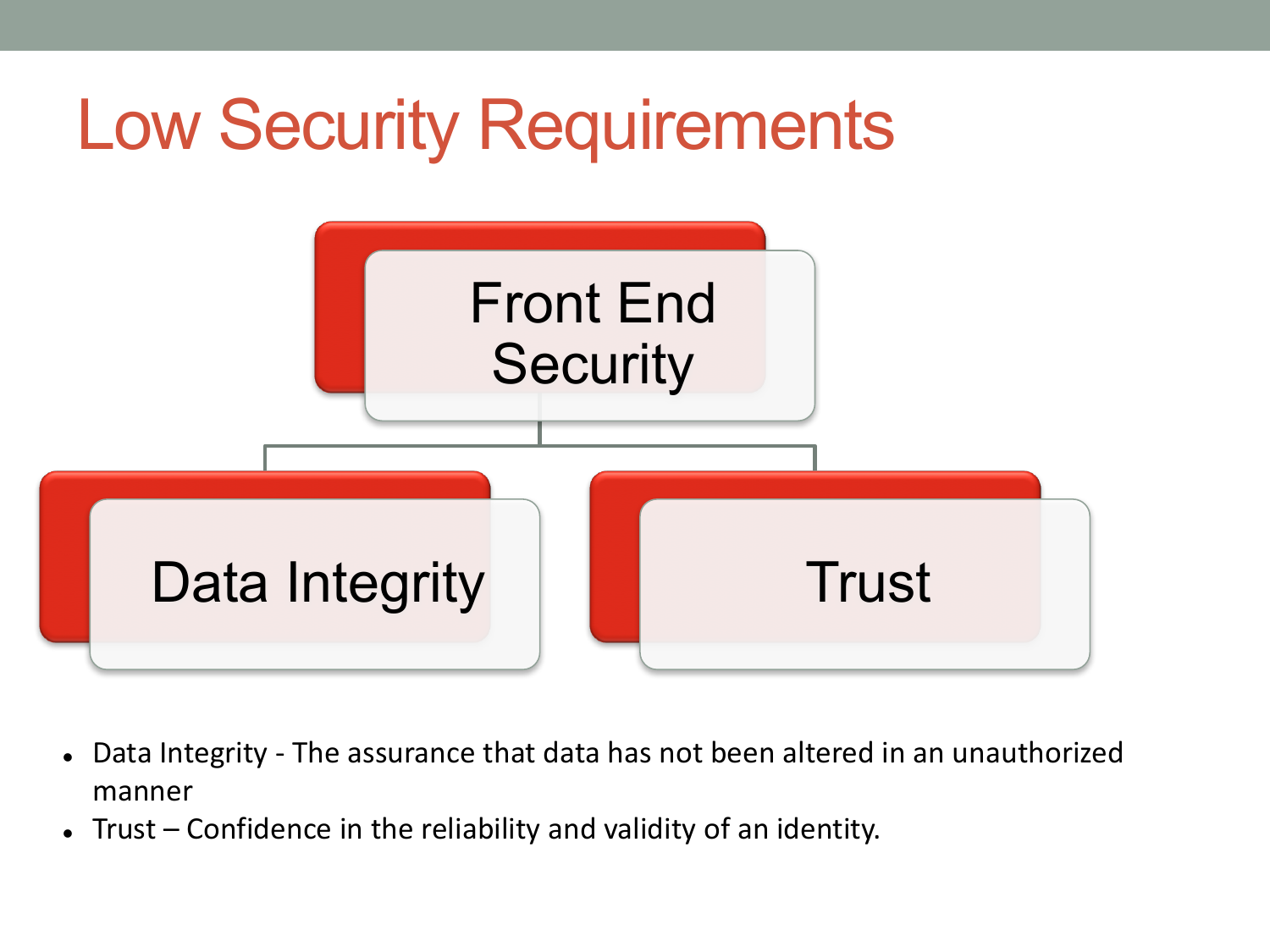# Low Security Requirements

Front End Security

- Data Integrity
- Trust

- Data Integrity - The assurance that data has not been altered in an unauthorized manner
- Trust – Confidence in the reliability and validity of an identity.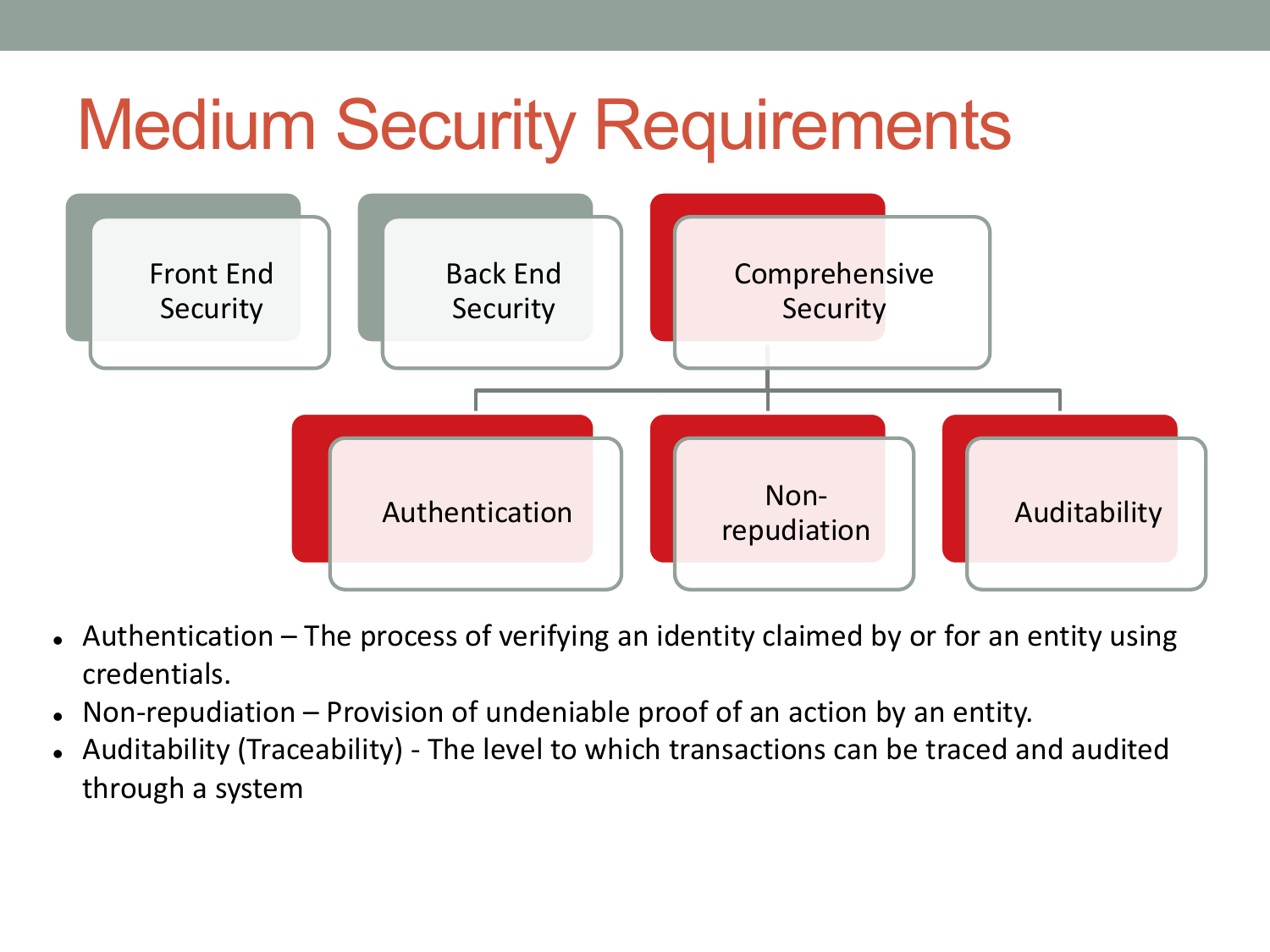# Medium Security Requirements

- Front End Security
- Back End Security
- Comprehensive Security
  - Authentication
  - Non-repudiation
  - Auditability

- Authentication – The process of verifying an identity claimed by or for an entity using credentials.
- Non-repudiation – Provision of undeniable proof of an action by an entity.
- Auditability (Traceability) - The level to which transactions can be traced and audited through a system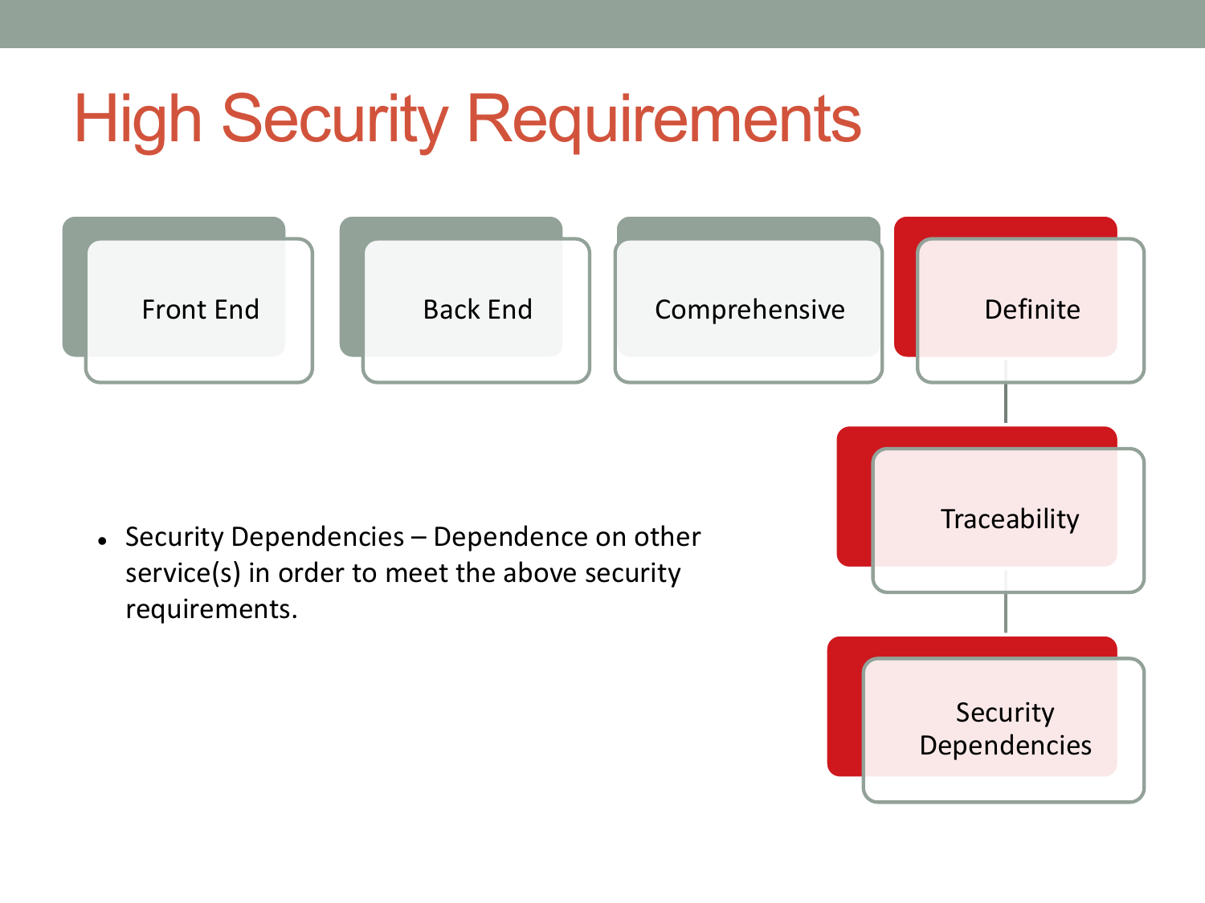# High Security Requirements

- Front End
- Back End
- Comprehensive
- Definite
  - Traceability
    - Security Dependencies

- Security Dependencies – Dependence on other service(s) in order to meet the above security requirements.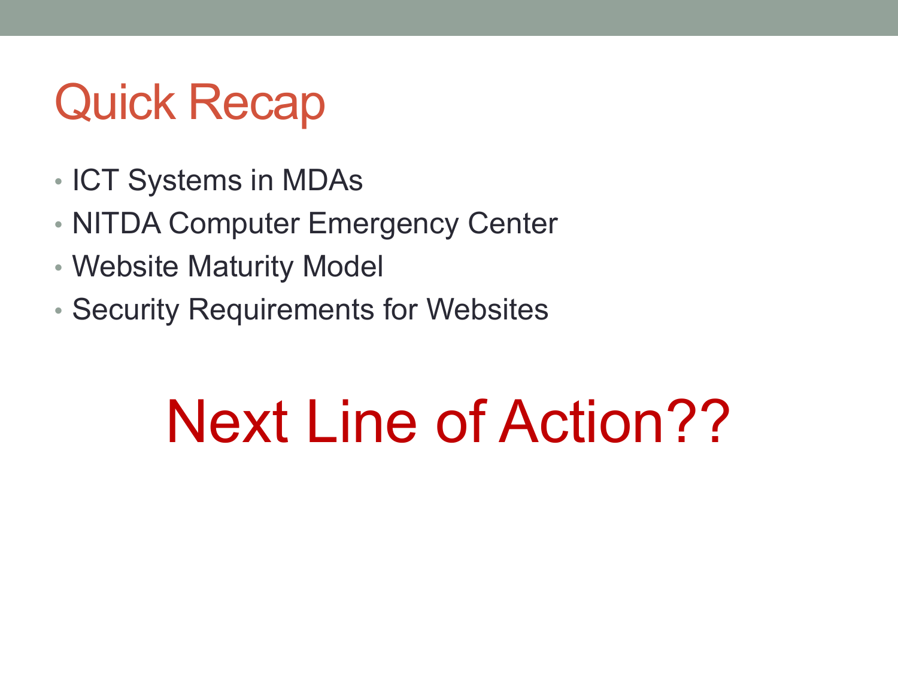# Quick Recap

- ICT Systems in MDAs
- NITDA Computer Emergency Center
- Website Maturity Model
- Security Requirements for Websites

## Next Line of Action??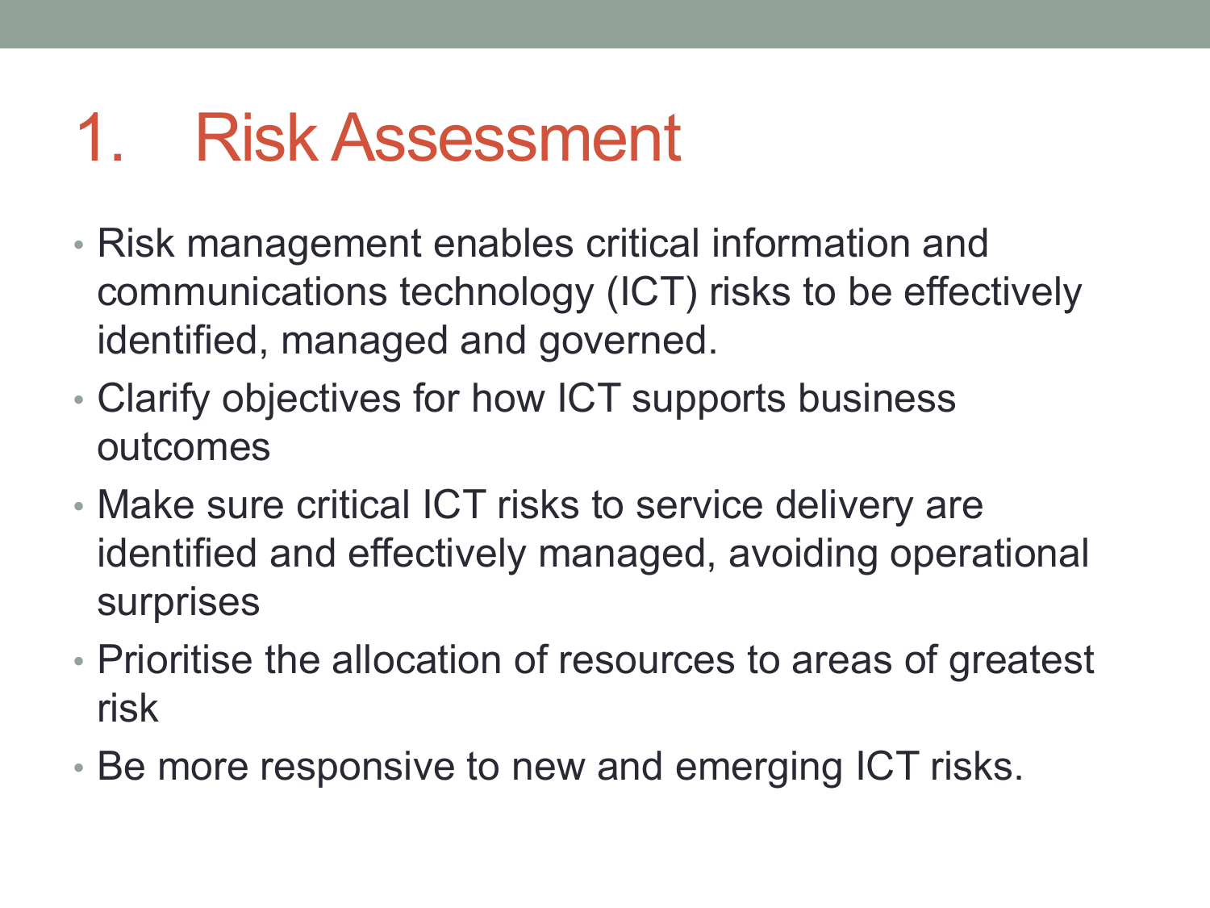# 1. Risk Assessment

- Risk management enables critical information and communications technology (ICT) risks to be effectively identified, managed and governed.
- Clarify objectives for how ICT supports business outcomes
- Make sure critical ICT risks to service delivery are identified and effectively managed, avoiding operational surprises
- Prioritise the allocation of resources to areas of greatest risk
- Be more responsive to new and emerging ICT risks.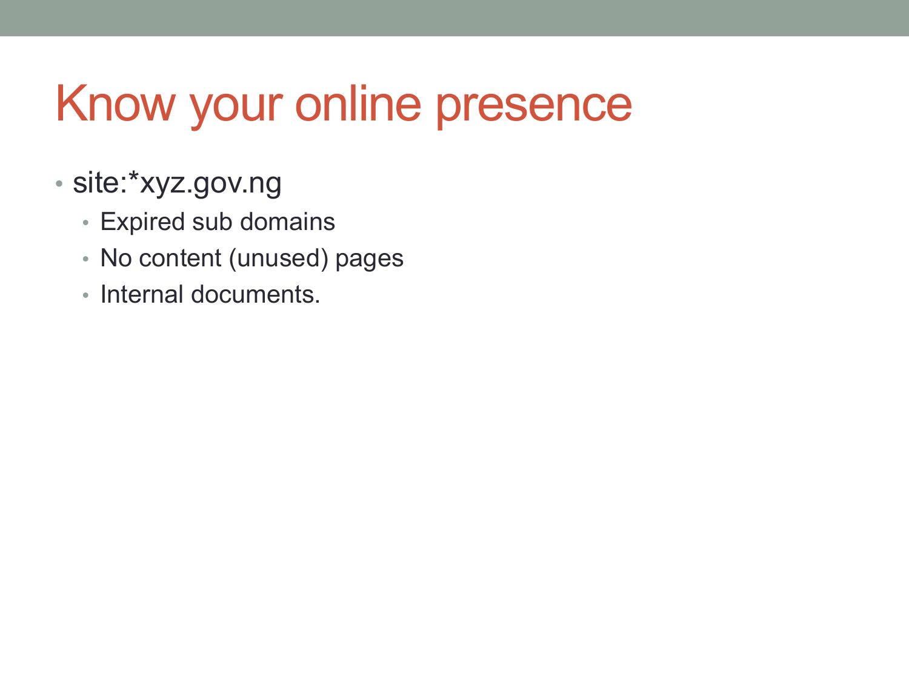# Know your online presence

- site:*xyz.gov.ng
  - Expired sub domains
  - No content (unused) pages
  - Internal documents.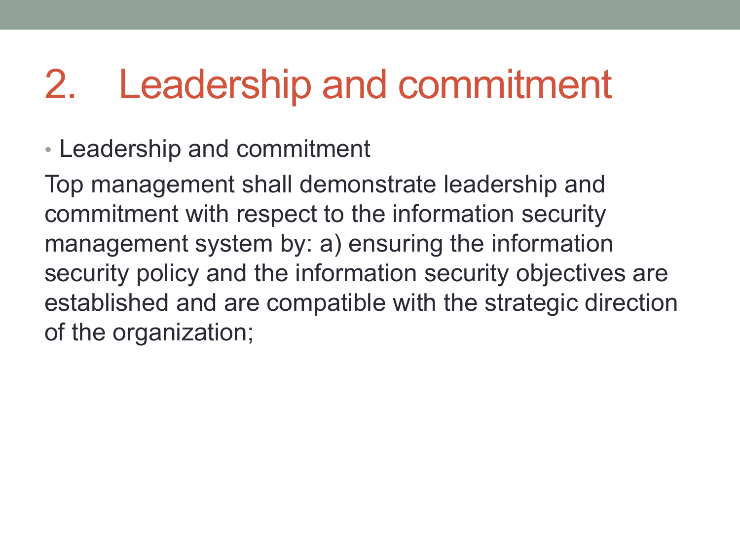# 2. Leadership and commitment

- Leadership and commitment

Top management shall demonstrate leadership and commitment with respect to the information security management system by: a) ensuring the information security policy and the information security objectives are established and are compatible with the strategic direction of the organization;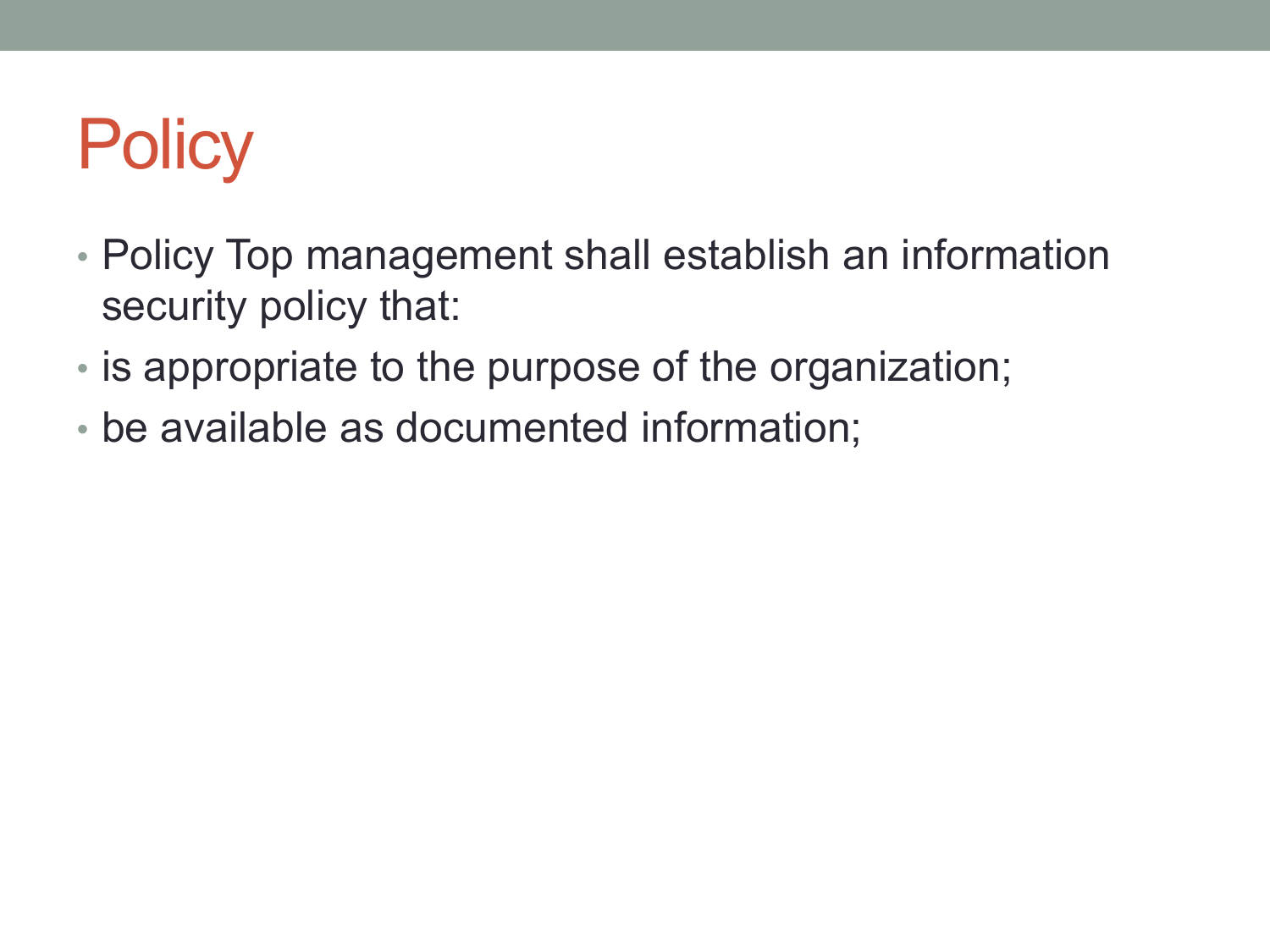# Policy

- Policy Top management shall establish an information security policy that:
- is appropriate to the purpose of the organization;
- be available as documented information;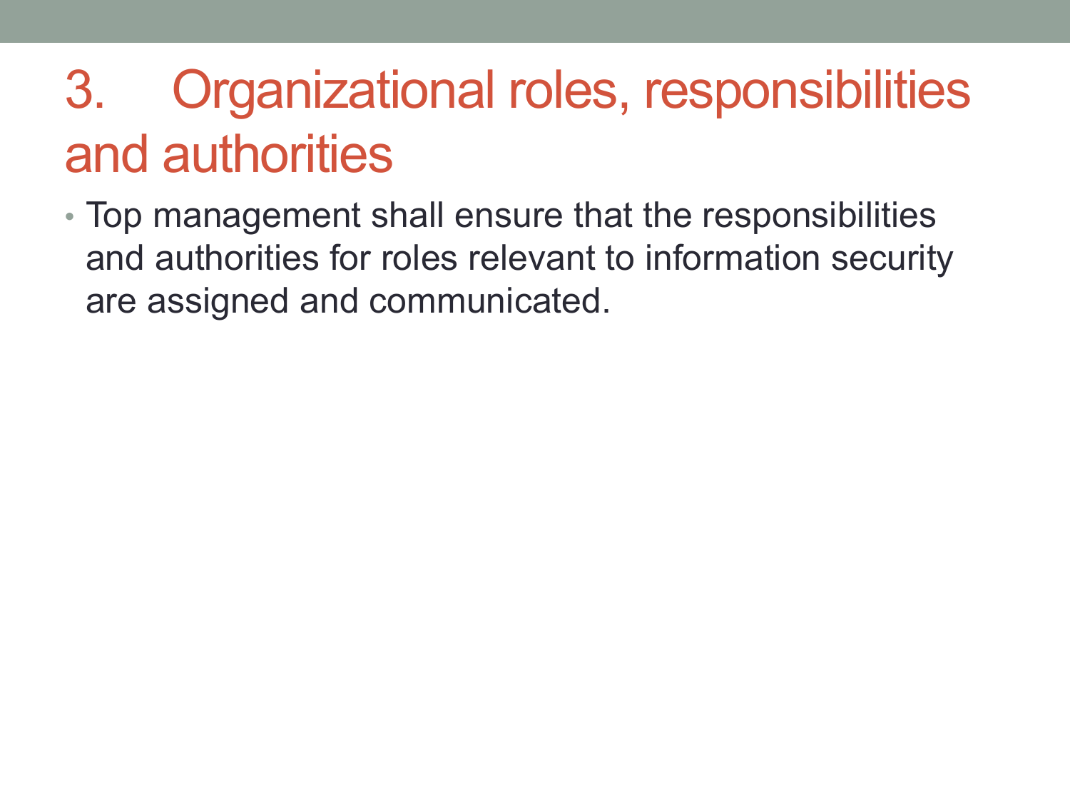# 3. Organizational roles, responsibilities and authorities

- Top management shall ensure that the responsibilities and authorities for roles relevant to information security are assigned and communicated.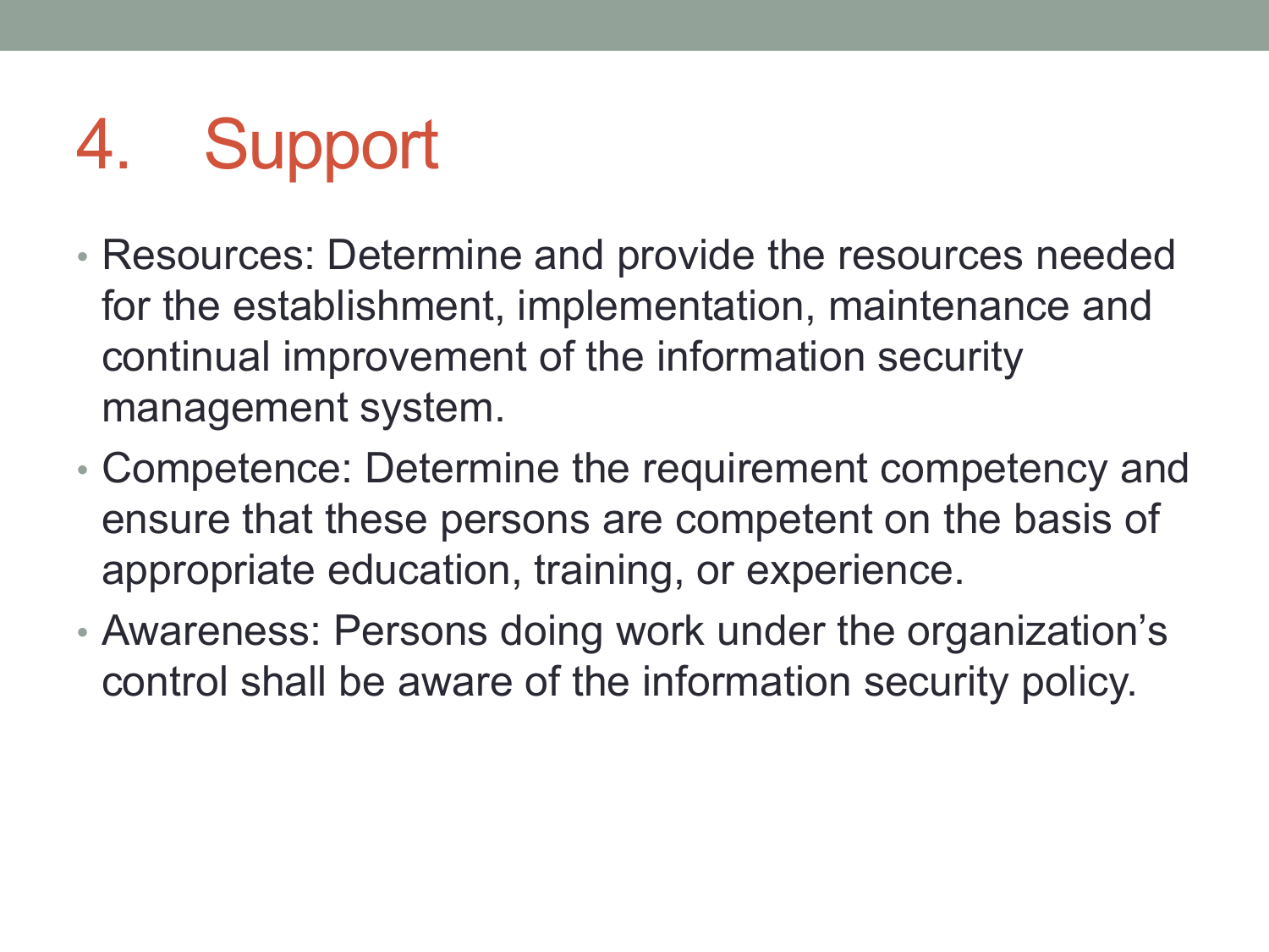# 4. Support

- Resources: Determine and provide the resources needed for the establishment, implementation, maintenance and continual improvement of the information security management system.
- Competence: Determine the requirement competency and ensure that these persons are competent on the basis of appropriate education, training, or experience.
- Awareness: Persons doing work under the organization's control shall be aware of the information security policy.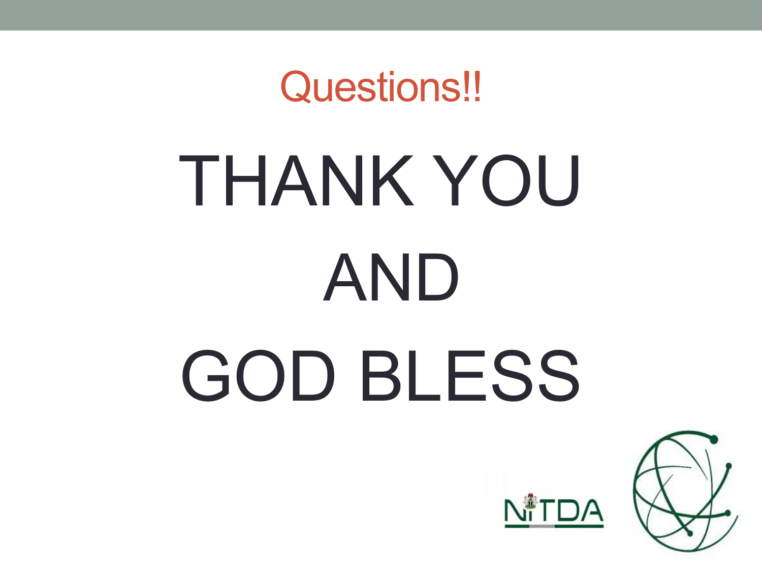## Questions!!

# THANK YOU

# AND

# GOD BLESS

NITDA